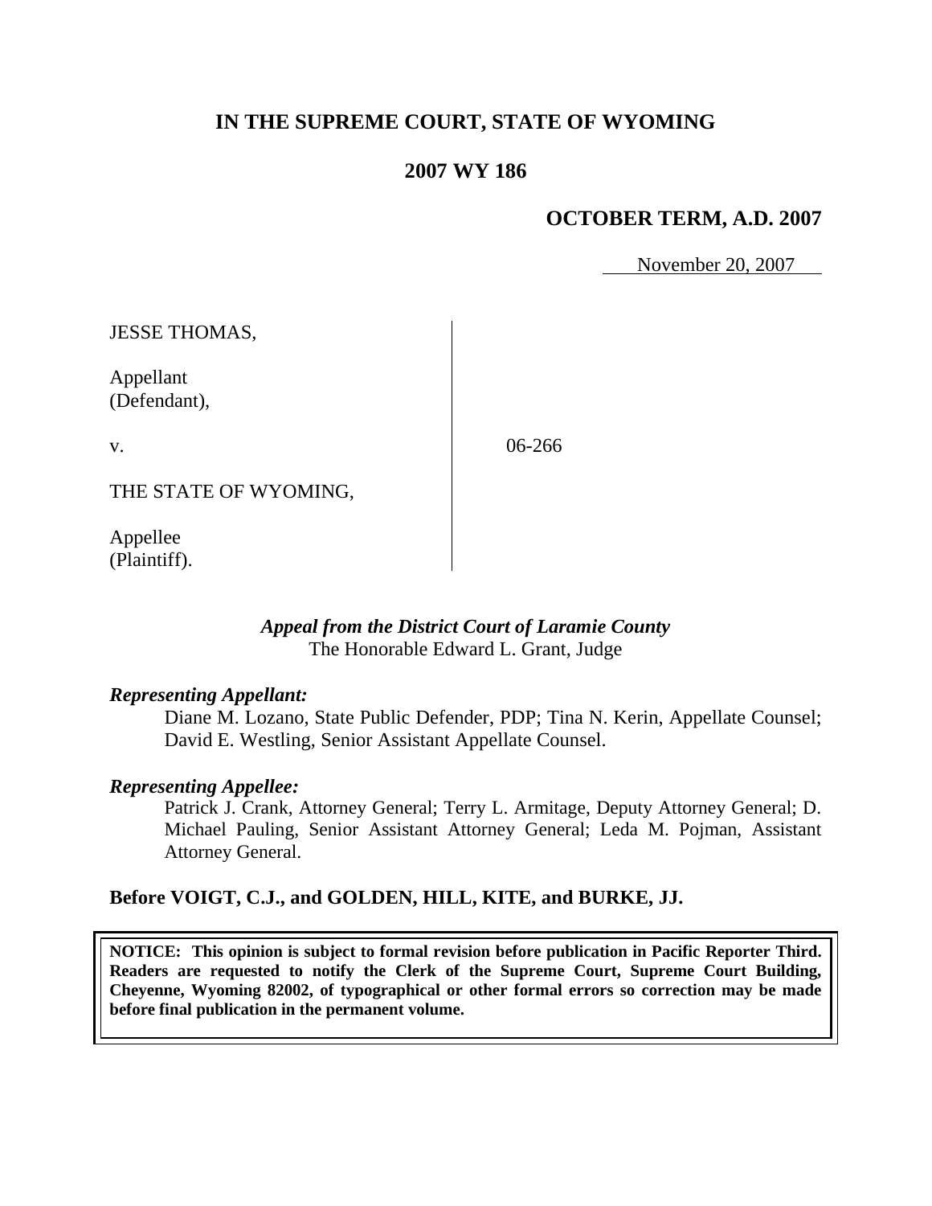# IN THE SUPREME COURT, STATE OF WYOMING

## 2007 WY 186

### OCTOBER TERM, A.D. 2007

November 20, 2007

JESSE THOMAS,

Appellant
(Defendant),

v.

THE STATE OF WYOMING,

Appellee
(Plaintiff).

06-266

*Appeal from the District Court of Laramie County*
The Honorable Edward L. Grant, Judge

***Representing Appellant:***

Diane M. Lozano, State Public Defender, PDP; Tina N. Kerin, Appellate Counsel; David E. Westling, Senior Assistant Appellate Counsel.

***Representing Appellee:***

Patrick J. Crank, Attorney General; Terry L. Armitage, Deputy Attorney General; D. Michael Pauling, Senior Assistant Attorney General; Leda M. Pojman, Assistant Attorney General.

**Before VOIGT, C.J., and GOLDEN, HILL, KITE, and BURKE, JJ.**

**NOTICE: This opinion is subject to formal revision before publication in Pacific Reporter Third. Readers are requested to notify the Clerk of the Supreme Court, Supreme Court Building, Cheyenne, Wyoming 82002, of typographical or other formal errors so correction may be made before final publication in the permanent volume.**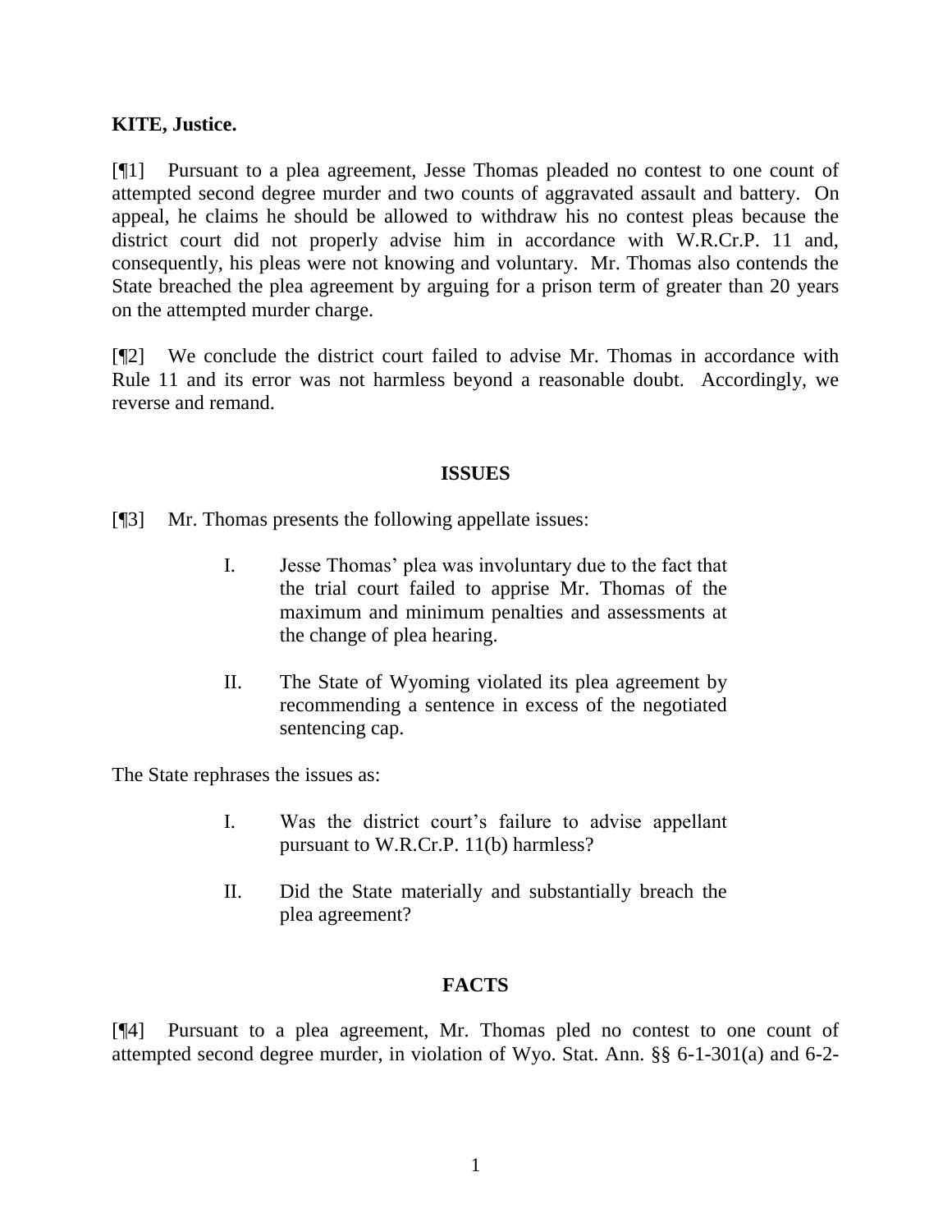**KITE, Justice.**

[¶1] Pursuant to a plea agreement, Jesse Thomas pleaded no contest to one count of attempted second degree murder and two counts of aggravated assault and battery. On appeal, he claims he should be allowed to withdraw his no contest pleas because the district court did not properly advise him in accordance with W.R.Cr.P. 11 and, consequently, his pleas were not knowing and voluntary. Mr. Thomas also contends the State breached the plea agreement by arguing for a prison term of greater than 20 years on the attempted murder charge.

[¶2] We conclude the district court failed to advise Mr. Thomas in accordance with Rule 11 and its error was not harmless beyond a reasonable doubt. Accordingly, we reverse and remand.

## ISSUES

[¶3] Mr. Thomas presents the following appellate issues:

> I. Jesse Thomas' plea was involuntary due to the fact that the trial court failed to apprise Mr. Thomas of the maximum and minimum penalties and assessments at the change of plea hearing.
>
> II. The State of Wyoming violated its plea agreement by recommending a sentence in excess of the negotiated sentencing cap.

The State rephrases the issues as:

> I. Was the district court's failure to advise appellant pursuant to W.R.Cr.P. 11(b) harmless?
>
> II. Did the State materially and substantially breach the plea agreement?

## FACTS

[¶4] Pursuant to a plea agreement, Mr. Thomas pled no contest to one count of attempted second degree murder, in violation of Wyo. Stat. Ann. §§ 6-1-301(a) and 6-2-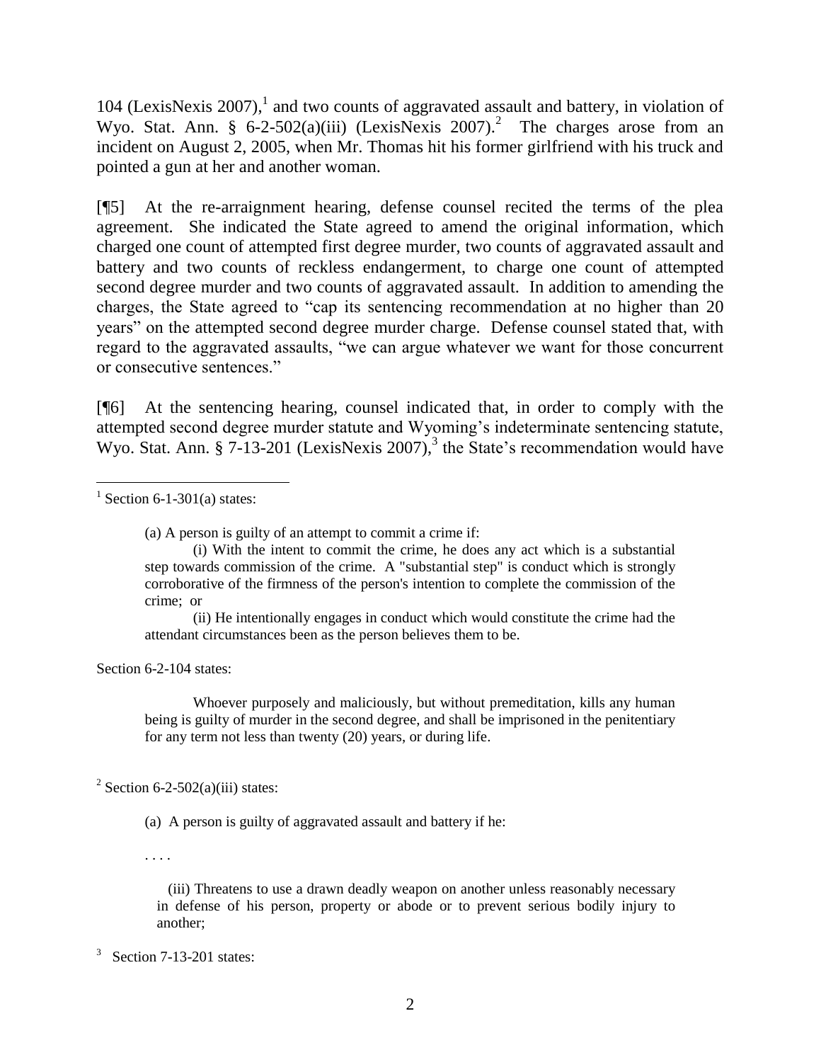104 (LexisNexis 2007),[1] and two counts of aggravated assault and battery, in violation of Wyo. Stat. Ann. § 6-2-502(a)(iii) (LexisNexis 2007).[2] The charges arose from an incident on August 2, 2005, when Mr. Thomas hit his former girlfriend with his truck and pointed a gun at her and another woman.

[¶5] At the re-arraignment hearing, defense counsel recited the terms of the plea agreement. She indicated the State agreed to amend the original information, which charged one count of attempted first degree murder, two counts of aggravated assault and battery and two counts of reckless endangerment, to charge one count of attempted second degree murder and two counts of aggravated assault. In addition to amending the charges, the State agreed to "cap its sentencing recommendation at no higher than 20 years" on the attempted second degree murder charge. Defense counsel stated that, with regard to the aggravated assaults, "we can argue whatever we want for those concurrent or consecutive sentences."

[¶6] At the sentencing hearing, counsel indicated that, in order to comply with the attempted second degree murder statute and Wyoming's indeterminate sentencing statute, Wyo. Stat. Ann. § 7-13-201 (LexisNexis 2007),[3] the State's recommendation would have

---

[1] Section 6-1-301(a) states:

> (a) A person is guilty of an attempt to commit a crime if:
>
> (i) With the intent to commit the crime, he does any act which is a substantial step towards commission of the crime. A "substantial step" is conduct which is strongly corroborative of the firmness of the person's intention to complete the commission of the crime; or
>
> (ii) He intentionally engages in conduct which would constitute the crime had the attendant circumstances been as the person believes them to be.

Section 6-2-104 states:

> Whoever purposely and maliciously, but without premeditation, kills any human being is guilty of murder in the second degree, and shall be imprisoned in the penitentiary for any term not less than twenty (20) years, or during life.

[2] Section 6-2-502(a)(iii) states:

> (a) A person is guilty of aggravated assault and battery if he:
>
> . . . .
>
> (iii) Threatens to use a drawn deadly weapon on another unless reasonably necessary in defense of his person, property or abode or to prevent serious bodily injury to another;

[3] Section 7-13-201 states: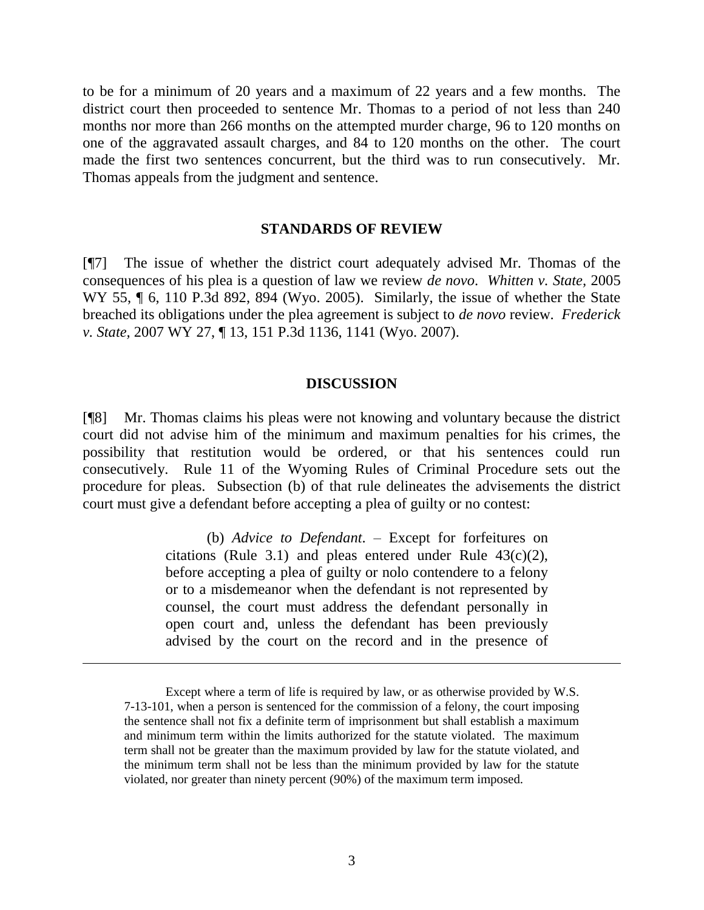to be for a minimum of 20 years and a maximum of 22 years and a few months. The district court then proceeded to sentence Mr. Thomas to a period of not less than 240 months nor more than 266 months on the attempted murder charge, 96 to 120 months on one of the aggravated assault charges, and 84 to 120 months on the other. The court made the first two sentences concurrent, but the third was to run consecutively. Mr. Thomas appeals from the judgment and sentence.

## STANDARDS OF REVIEW

[¶7] The issue of whether the district court adequately advised Mr. Thomas of the consequences of his plea is a question of law we review *de novo*. *Whitten v. State*, 2005 WY 55, ¶ 6, 110 P.3d 892, 894 (Wyo. 2005). Similarly, the issue of whether the State breached its obligations under the plea agreement is subject to *de novo* review. *Frederick v. State*, 2007 WY 27, ¶ 13, 151 P.3d 1136, 1141 (Wyo. 2007).

## DISCUSSION

[¶8] Mr. Thomas claims his pleas were not knowing and voluntary because the district court did not advise him of the minimum and maximum penalties for his crimes, the possibility that restitution would be ordered, or that his sentences could run consecutively. Rule 11 of the Wyoming Rules of Criminal Procedure sets out the procedure for pleas. Subsection (b) of that rule delineates the advisements the district court must give a defendant before accepting a plea of guilty or no contest:

> (b) *Advice to Defendant*. – Except for forfeitures on citations (Rule 3.1) and pleas entered under Rule 43(c)(2), before accepting a plea of guilty or nolo contendere to a felony or to a misdemeanor when the defendant is not represented by counsel, the court must address the defendant personally in open court and, unless the defendant has been previously advised by the court on the record and in the presence of

---

Except where a term of life is required by law, or as otherwise provided by W.S. 7-13-101, when a person is sentenced for the commission of a felony, the court imposing the sentence shall not fix a definite term of imprisonment but shall establish a maximum and minimum term within the limits authorized for the statute violated. The maximum term shall not be greater than the maximum provided by law for the statute violated, and the minimum term shall not be less than the minimum provided by law for the statute violated, nor greater than ninety percent (90%) of the maximum term imposed.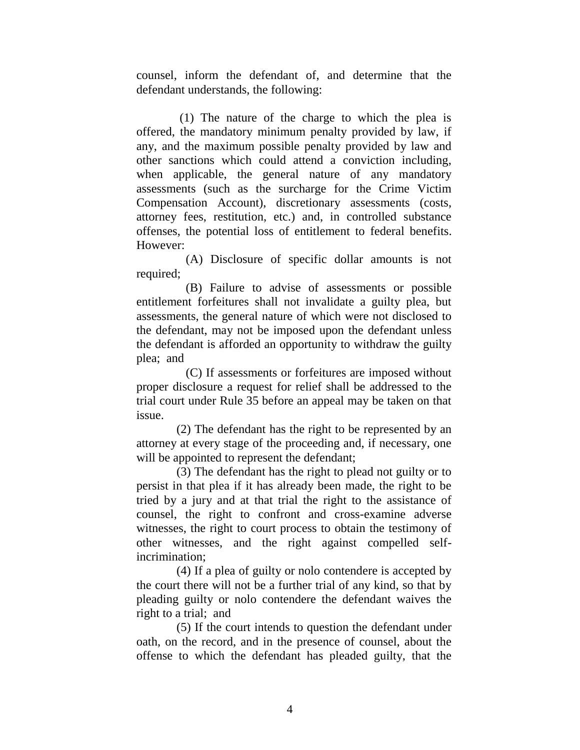counsel, inform the defendant of, and determine that the defendant understands, the following:

(1) The nature of the charge to which the plea is offered, the mandatory minimum penalty provided by law, if any, and the maximum possible penalty provided by law and other sanctions which could attend a conviction including, when applicable, the general nature of any mandatory assessments (such as the surcharge for the Crime Victim Compensation Account), discretionary assessments (costs, attorney fees, restitution, etc.) and, in controlled substance offenses, the potential loss of entitlement to federal benefits. However:

(A) Disclosure of specific dollar amounts is not required;

(B) Failure to advise of assessments or possible entitlement forfeitures shall not invalidate a guilty plea, but assessments, the general nature of which were not disclosed to the defendant, may not be imposed upon the defendant unless the defendant is afforded an opportunity to withdraw the guilty plea; and

(C) If assessments or forfeitures are imposed without proper disclosure a request for relief shall be addressed to the trial court under Rule 35 before an appeal may be taken on that issue.

(2) The defendant has the right to be represented by an attorney at every stage of the proceeding and, if necessary, one will be appointed to represent the defendant;

(3) The defendant has the right to plead not guilty or to persist in that plea if it has already been made, the right to be tried by a jury and at that trial the right to the assistance of counsel, the right to confront and cross-examine adverse witnesses, the right to court process to obtain the testimony of other witnesses, and the right against compelled self-incrimination;

(4) If a plea of guilty or nolo contendere is accepted by the court there will not be a further trial of any kind, so that by pleading guilty or nolo contendere the defendant waives the right to a trial; and

(5) If the court intends to question the defendant under oath, on the record, and in the presence of counsel, about the offense to which the defendant has pleaded guilty, that the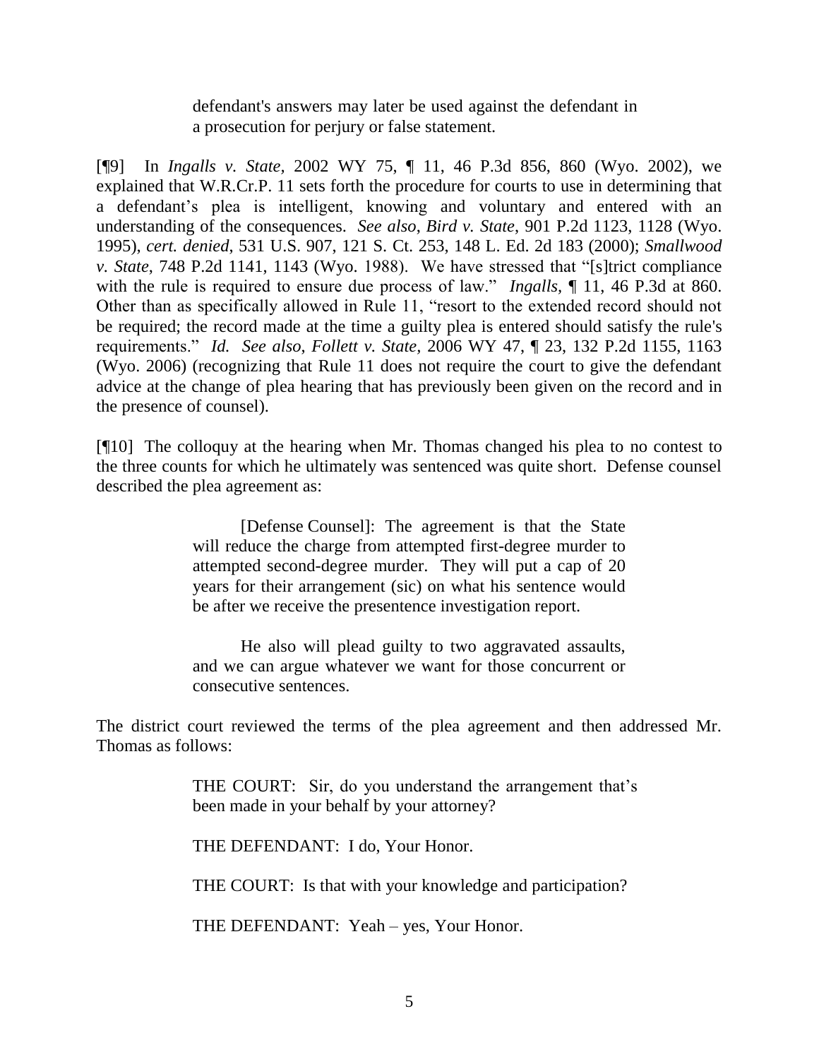> defendant's answers may later be used against the defendant in a prosecution for perjury or false statement.

[¶9] In *Ingalls v. State,* 2002 WY 75, ¶ 11, 46 P.3d 856, 860 (Wyo. 2002), we explained that W.R.Cr.P. 11 sets forth the procedure for courts to use in determining that a defendant's plea is intelligent, knowing and voluntary and entered with an understanding of the consequences. *See also*, *Bird v. State*, 901 P.2d 1123, 1128 (Wyo. 1995), *cert. denied*, 531 U.S. 907, 121 S. Ct. 253, 148 L. Ed. 2d 183 (2000); *Smallwood v. State*, 748 P.2d 1141, 1143 (Wyo. 1988). We have stressed that "[s]trict compliance with the rule is required to ensure due process of law." *Ingalls,* ¶ 11, 46 P.3d at 860. Other than as specifically allowed in Rule 11, "resort to the extended record should not be required; the record made at the time a guilty plea is entered should satisfy the rule's requirements." *Id. See also*, *Follett v. State,* 2006 WY 47, ¶ 23, 132 P.2d 1155, 1163 (Wyo. 2006) (recognizing that Rule 11 does not require the court to give the defendant advice at the change of plea hearing that has previously been given on the record and in the presence of counsel).

[¶10] The colloquy at the hearing when Mr. Thomas changed his plea to no contest to the three counts for which he ultimately was sentenced was quite short. Defense counsel described the plea agreement as:

> [Defense Counsel]: The agreement is that the State will reduce the charge from attempted first-degree murder to attempted second-degree murder. They will put a cap of 20 years for their arrangement (sic) on what his sentence would be after we receive the presentence investigation report.
>
> He also will plead guilty to two aggravated assaults, and we can argue whatever we want for those concurrent or consecutive sentences.

The district court reviewed the terms of the plea agreement and then addressed Mr. Thomas as follows:

> THE COURT: Sir, do you understand the arrangement that's been made in your behalf by your attorney?
>
> THE DEFENDANT: I do, Your Honor.
>
> THE COURT: Is that with your knowledge and participation?
>
> THE DEFENDANT: Yeah – yes, Your Honor.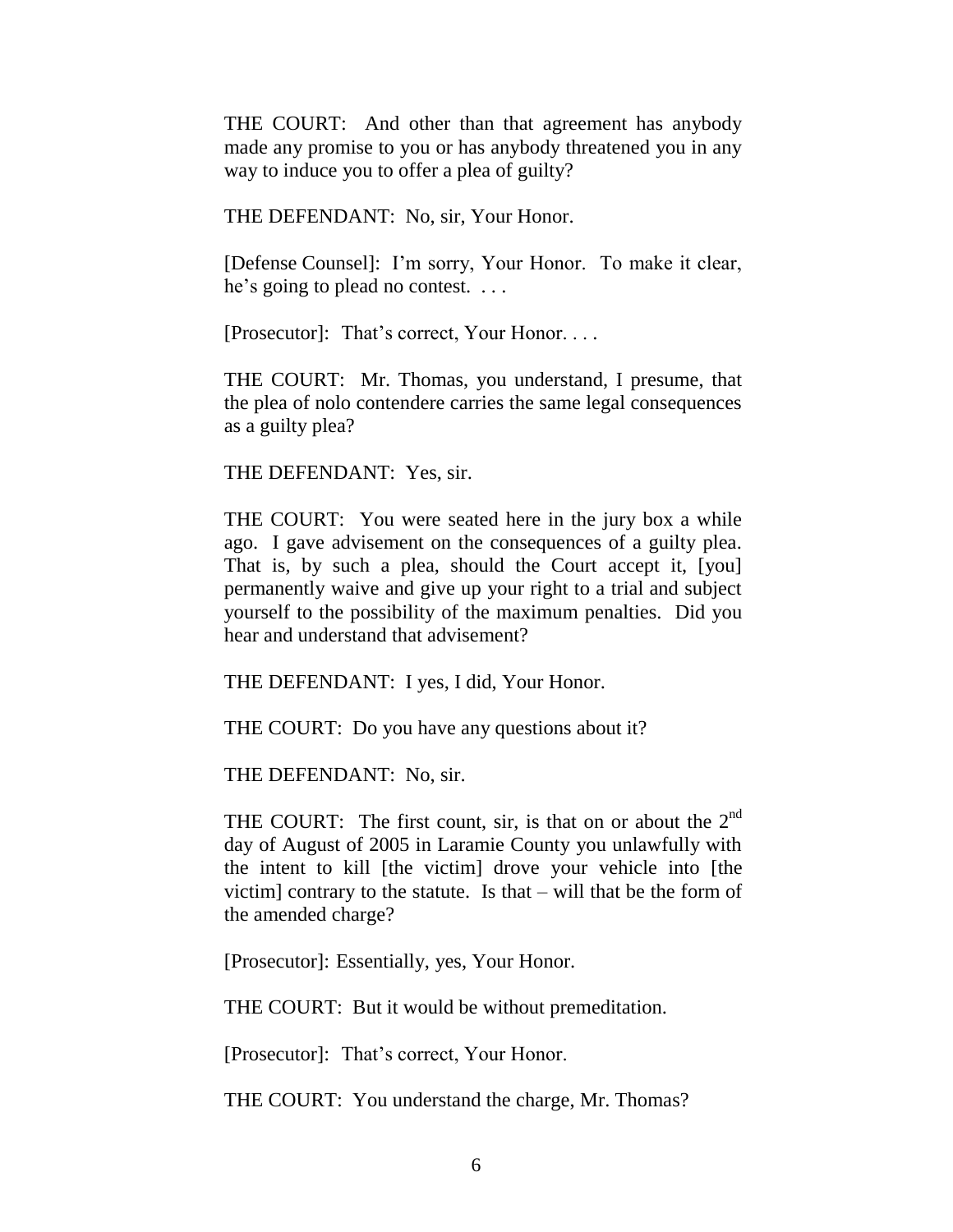THE COURT: And other than that agreement has anybody made any promise to you or has anybody threatened you in any way to induce you to offer a plea of guilty?

THE DEFENDANT: No, sir, Your Honor.

[Defense Counsel]: I'm sorry, Your Honor. To make it clear, he's going to plead no contest. . . .

[Prosecutor]: That's correct, Your Honor. . . .

THE COURT: Mr. Thomas, you understand, I presume, that the plea of nolo contendere carries the same legal consequences as a guilty plea?

THE DEFENDANT: Yes, sir.

THE COURT: You were seated here in the jury box a while ago. I gave advisement on the consequences of a guilty plea. That is, by such a plea, should the Court accept it, [you] permanently waive and give up your right to a trial and subject yourself to the possibility of the maximum penalties. Did you hear and understand that advisement?

THE DEFENDANT: I yes, I did, Your Honor.

THE COURT: Do you have any questions about it?

THE DEFENDANT: No, sir.

THE COURT: The first count, sir, is that on or about the 2nd day of August of 2005 in Laramie County you unlawfully with the intent to kill [the victim] drove your vehicle into [the victim] contrary to the statute. Is that – will that be the form of the amended charge?

[Prosecutor]: Essentially, yes, Your Honor.

THE COURT: But it would be without premeditation.

[Prosecutor]: That's correct, Your Honor.

THE COURT: You understand the charge, Mr. Thomas?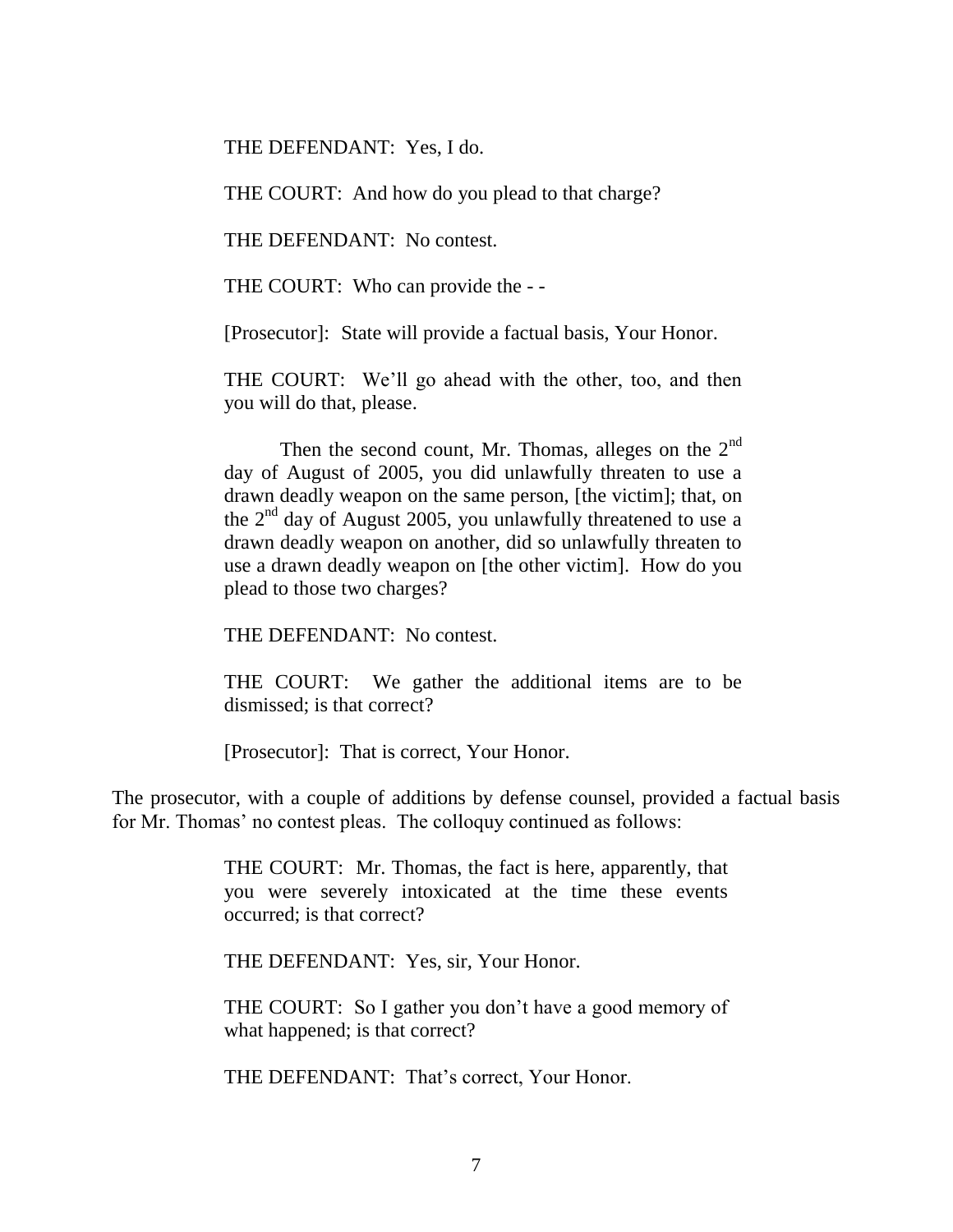> THE DEFENDANT: Yes, I do.
>
> THE COURT: And how do you plead to that charge?
>
> THE DEFENDANT: No contest.
>
> THE COURT: Who can provide the - -
>
> [Prosecutor]: State will provide a factual basis, Your Honor.
>
> THE COURT: We'll go ahead with the other, too, and then you will do that, please.
>
> Then the second count, Mr. Thomas, alleges on the 2nd day of August of 2005, you did unlawfully threaten to use a drawn deadly weapon on the same person, [the victim]; that, on the 2nd day of August 2005, you unlawfully threatened to use a drawn deadly weapon on another, did so unlawfully threaten to use a drawn deadly weapon on [the other victim]. How do you plead to those two charges?
>
> THE DEFENDANT: No contest.
>
> THE COURT: We gather the additional items are to be dismissed; is that correct?
>
> [Prosecutor]: That is correct, Your Honor.

The prosecutor, with a couple of additions by defense counsel, provided a factual basis for Mr. Thomas' no contest pleas. The colloquy continued as follows:

> THE COURT: Mr. Thomas, the fact is here, apparently, that you were severely intoxicated at the time these events occurred; is that correct?
>
> THE DEFENDANT: Yes, sir, Your Honor.
>
> THE COURT: So I gather you don't have a good memory of what happened; is that correct?
>
> THE DEFENDANT: That's correct, Your Honor.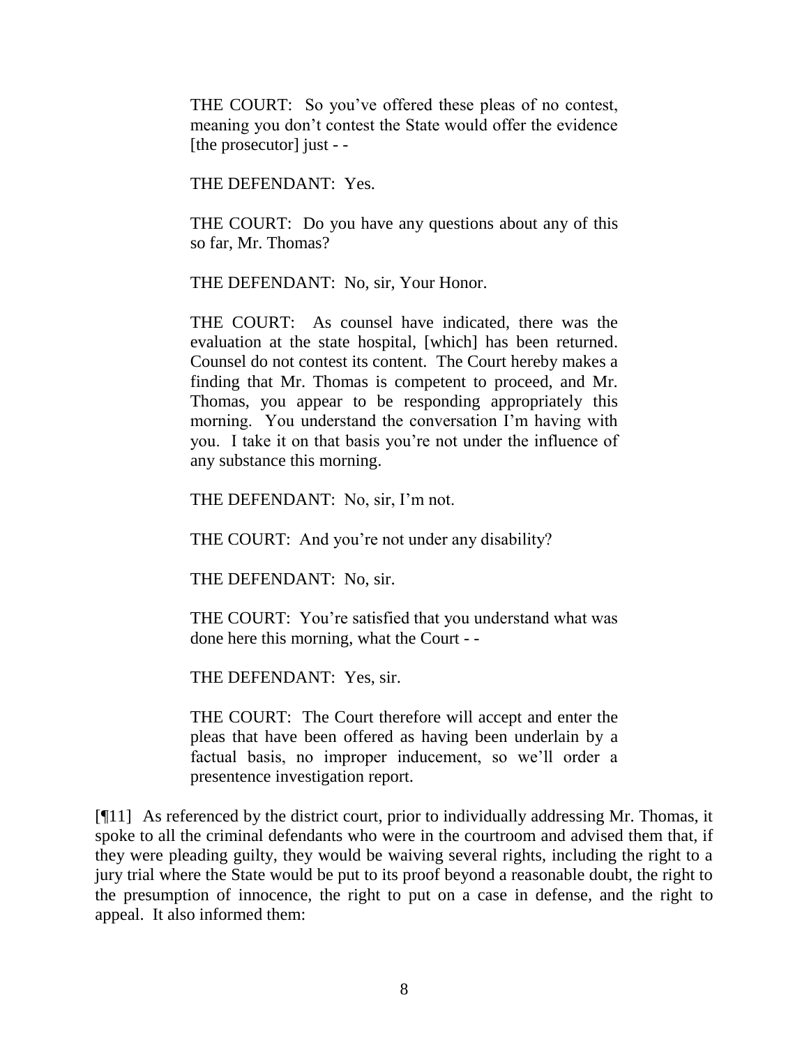> THE COURT: So you've offered these pleas of no contest, meaning you don't contest the State would offer the evidence [the prosecutor] just - -
>
> THE DEFENDANT: Yes.
>
> THE COURT: Do you have any questions about any of this so far, Mr. Thomas?
>
> THE DEFENDANT: No, sir, Your Honor.
>
> THE COURT: As counsel have indicated, there was the evaluation at the state hospital, [which] has been returned. Counsel do not contest its content. The Court hereby makes a finding that Mr. Thomas is competent to proceed, and Mr. Thomas, you appear to be responding appropriately this morning. You understand the conversation I'm having with you. I take it on that basis you're not under the influence of any substance this morning.
>
> THE DEFENDANT: No, sir, I'm not.
>
> THE COURT: And you're not under any disability?
>
> THE DEFENDANT: No, sir.
>
> THE COURT: You're satisfied that you understand what was done here this morning, what the Court - -
>
> THE DEFENDANT: Yes, sir.
>
> THE COURT: The Court therefore will accept and enter the pleas that have been offered as having been underlain by a factual basis, no improper inducement, so we'll order a presentence investigation report.

[¶11] As referenced by the district court, prior to individually addressing Mr. Thomas, it spoke to all the criminal defendants who were in the courtroom and advised them that, if they were pleading guilty, they would be waiving several rights, including the right to a jury trial where the State would be put to its proof beyond a reasonable doubt, the right to the presumption of innocence, the right to put on a case in defense, and the right to appeal. It also informed them: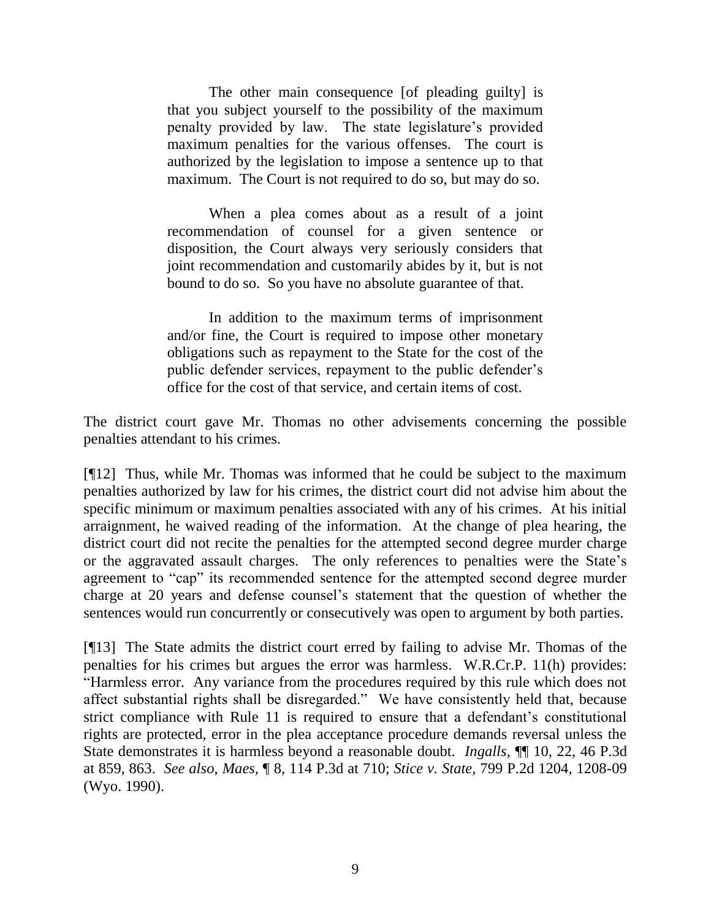> The other main consequence [of pleading guilty] is that you subject yourself to the possibility of the maximum penalty provided by law. The state legislature's provided maximum penalties for the various offenses. The court is authorized by the legislation to impose a sentence up to that maximum. The Court is not required to do so, but may do so.
>
> When a plea comes about as a result of a joint recommendation of counsel for a given sentence or disposition, the Court always very seriously considers that joint recommendation and customarily abides by it, but is not bound to do so. So you have no absolute guarantee of that.
>
> In addition to the maximum terms of imprisonment and/or fine, the Court is required to impose other monetary obligations such as repayment to the State for the cost of the public defender services, repayment to the public defender's office for the cost of that service, and certain items of cost.

The district court gave Mr. Thomas no other advisements concerning the possible penalties attendant to his crimes.

[¶12] Thus, while Mr. Thomas was informed that he could be subject to the maximum penalties authorized by law for his crimes, the district court did not advise him about the specific minimum or maximum penalties associated with any of his crimes. At his initial arraignment, he waived reading of the information. At the change of plea hearing, the district court did not recite the penalties for the attempted second degree murder charge or the aggravated assault charges. The only references to penalties were the State's agreement to "cap" its recommended sentence for the attempted second degree murder charge at 20 years and defense counsel's statement that the question of whether the sentences would run concurrently or consecutively was open to argument by both parties.

[¶13] The State admits the district court erred by failing to advise Mr. Thomas of the penalties for his crimes but argues the error was harmless. W.R.Cr.P. 11(h) provides: "Harmless error. Any variance from the procedures required by this rule which does not affect substantial rights shall be disregarded." We have consistently held that, because strict compliance with Rule 11 is required to ensure that a defendant's constitutional rights are protected, error in the plea acceptance procedure demands reversal unless the State demonstrates it is harmless beyond a reasonable doubt. *Ingalls*, ¶¶ 10, 22, 46 P.3d at 859, 863. *See also*, *Maes*, ¶ 8, 114 P.3d at 710; *Stice v. State*, 799 P.2d 1204, 1208-09 (Wyo. 1990).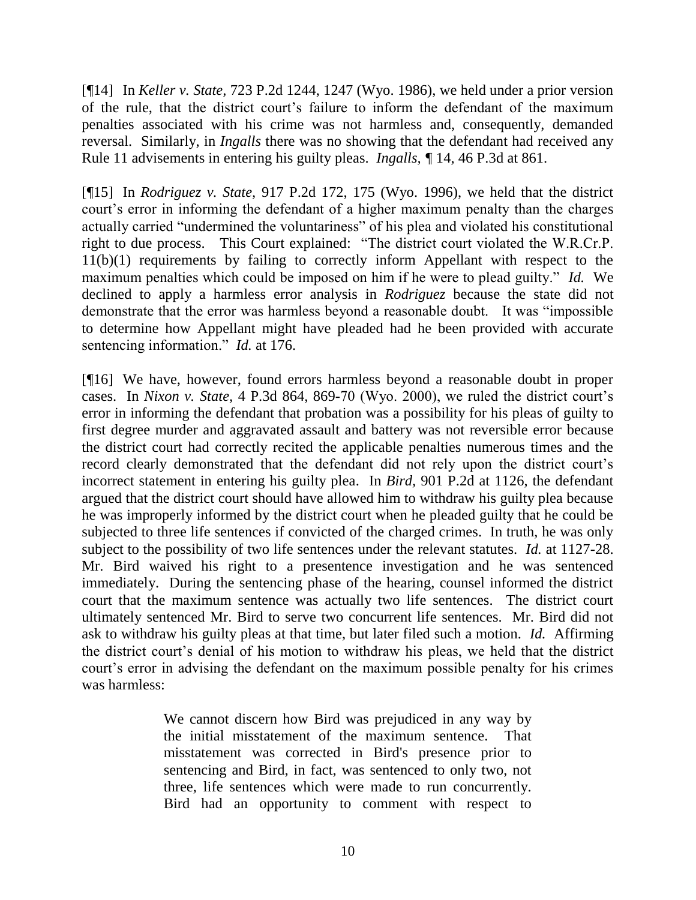[¶14] In *Keller v. State,* 723 P.2d 1244, 1247 (Wyo. 1986), we held under a prior version of the rule, that the district court's failure to inform the defendant of the maximum penalties associated with his crime was not harmless and, consequently, demanded reversal. Similarly, in *Ingalls* there was no showing that the defendant had received any Rule 11 advisements in entering his guilty pleas. *Ingalls,* ¶ 14, 46 P.3d at 861.

[¶15] In *Rodriguez v. State,* 917 P.2d 172, 175 (Wyo. 1996), we held that the district court's error in informing the defendant of a higher maximum penalty than the charges actually carried "undermined the voluntariness" of his plea and violated his constitutional right to due process. This Court explained: "The district court violated the W.R.Cr.P. 11(b)(1) requirements by failing to correctly inform Appellant with respect to the maximum penalties which could be imposed on him if he were to plead guilty." *Id.* We declined to apply a harmless error analysis in *Rodriguez* because the state did not demonstrate that the error was harmless beyond a reasonable doubt. It was "impossible to determine how Appellant might have pleaded had he been provided with accurate sentencing information." *Id.* at 176.

[¶16] We have, however, found errors harmless beyond a reasonable doubt in proper cases. In *Nixon v. State,* 4 P.3d 864, 869-70 (Wyo. 2000), we ruled the district court's error in informing the defendant that probation was a possibility for his pleas of guilty to first degree murder and aggravated assault and battery was not reversible error because the district court had correctly recited the applicable penalties numerous times and the record clearly demonstrated that the defendant did not rely upon the district court's incorrect statement in entering his guilty plea. In *Bird,* 901 P.2d at 1126, the defendant argued that the district court should have allowed him to withdraw his guilty plea because he was improperly informed by the district court when he pleaded guilty that he could be subjected to three life sentences if convicted of the charged crimes. In truth, he was only subject to the possibility of two life sentences under the relevant statutes. *Id.* at 1127-28. Mr. Bird waived his right to a presentence investigation and he was sentenced immediately. During the sentencing phase of the hearing, counsel informed the district court that the maximum sentence was actually two life sentences. The district court ultimately sentenced Mr. Bird to serve two concurrent life sentences. Mr. Bird did not ask to withdraw his guilty pleas at that time, but later filed such a motion. *Id.* Affirming the district court's denial of his motion to withdraw his pleas, we held that the district court's error in advising the defendant on the maximum possible penalty for his crimes was harmless:

> We cannot discern how Bird was prejudiced in any way by the initial misstatement of the maximum sentence. That misstatement was corrected in Bird's presence prior to sentencing and Bird, in fact, was sentenced to only two, not three, life sentences which were made to run concurrently. Bird had an opportunity to comment with respect to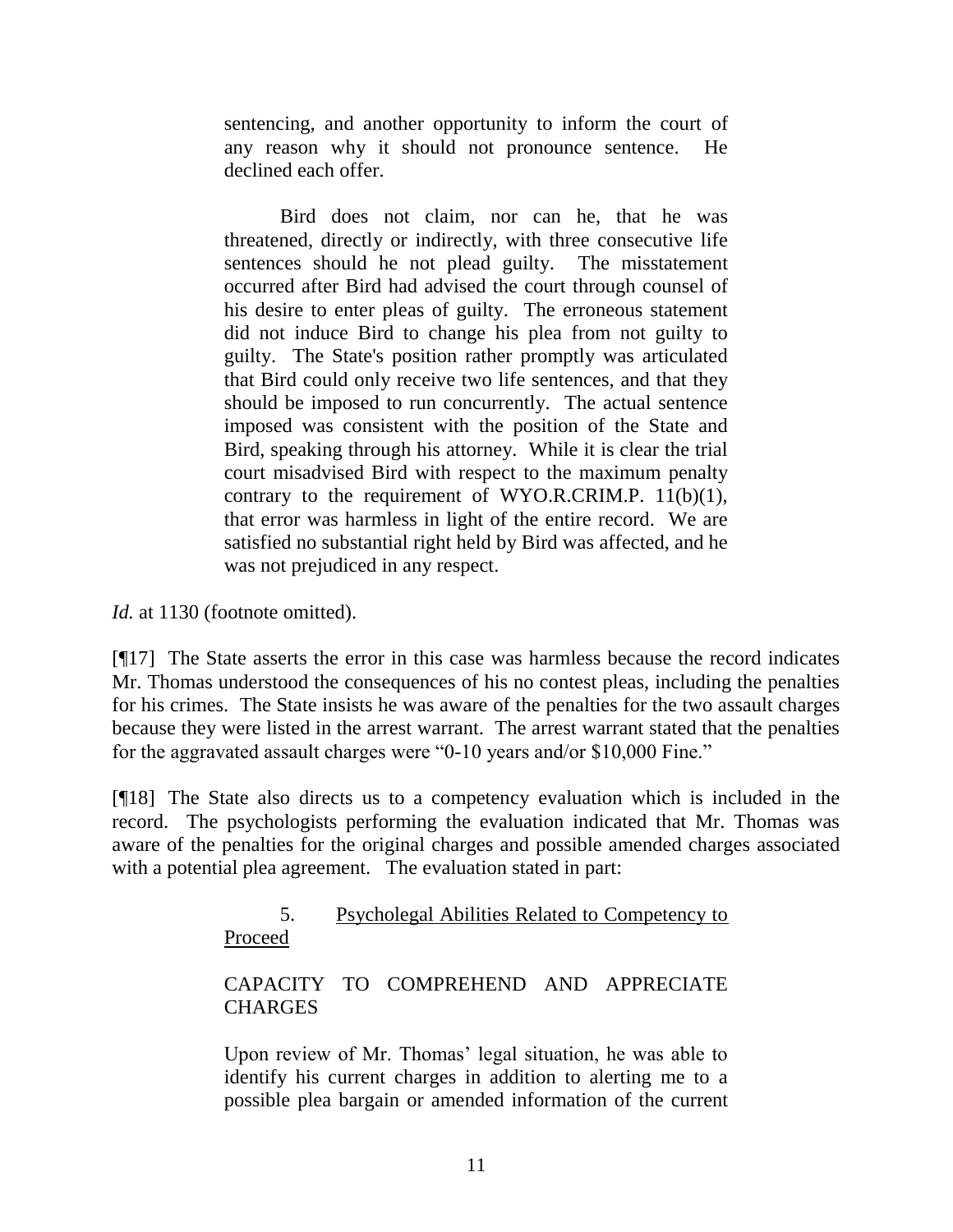> sentencing, and another opportunity to inform the court of any reason why it should not pronounce sentence. He declined each offer.
>
> Bird does not claim, nor can he, that he was threatened, directly or indirectly, with three consecutive life sentences should he not plead guilty. The misstatement occurred after Bird had advised the court through counsel of his desire to enter pleas of guilty. The erroneous statement did not induce Bird to change his plea from not guilty to guilty. The State's position rather promptly was articulated that Bird could only receive two life sentences, and that they should be imposed to run concurrently. The actual sentence imposed was consistent with the position of the State and Bird, speaking through his attorney. While it is clear the trial court misadvised Bird with respect to the maximum penalty contrary to the requirement of WYO.R.CRIM.P. 11(b)(1), that error was harmless in light of the entire record. We are satisfied no substantial right held by Bird was affected, and he was not prejudiced in any respect.

*Id.* at 1130 (footnote omitted).

[¶17] The State asserts the error in this case was harmless because the record indicates Mr. Thomas understood the consequences of his no contest pleas, including the penalties for his crimes. The State insists he was aware of the penalties for the two assault charges because they were listed in the arrest warrant. The arrest warrant stated that the penalties for the aggravated assault charges were "0-10 years and/or $10,000 Fine."

[¶18] The State also directs us to a competency evaluation which is included in the record. The psychologists performing the evaluation indicated that Mr. Thomas was aware of the penalties for the original charges and possible amended charges associated with a potential plea agreement. The evaluation stated in part:

> 5. Psycholegal Abilities Related to Competency to Proceed
>
> CAPACITY TO COMPREHEND AND APPRECIATE CHARGES
>
> Upon review of Mr. Thomas' legal situation, he was able to identify his current charges in addition to alerting me to a possible plea bargain or amended information of the current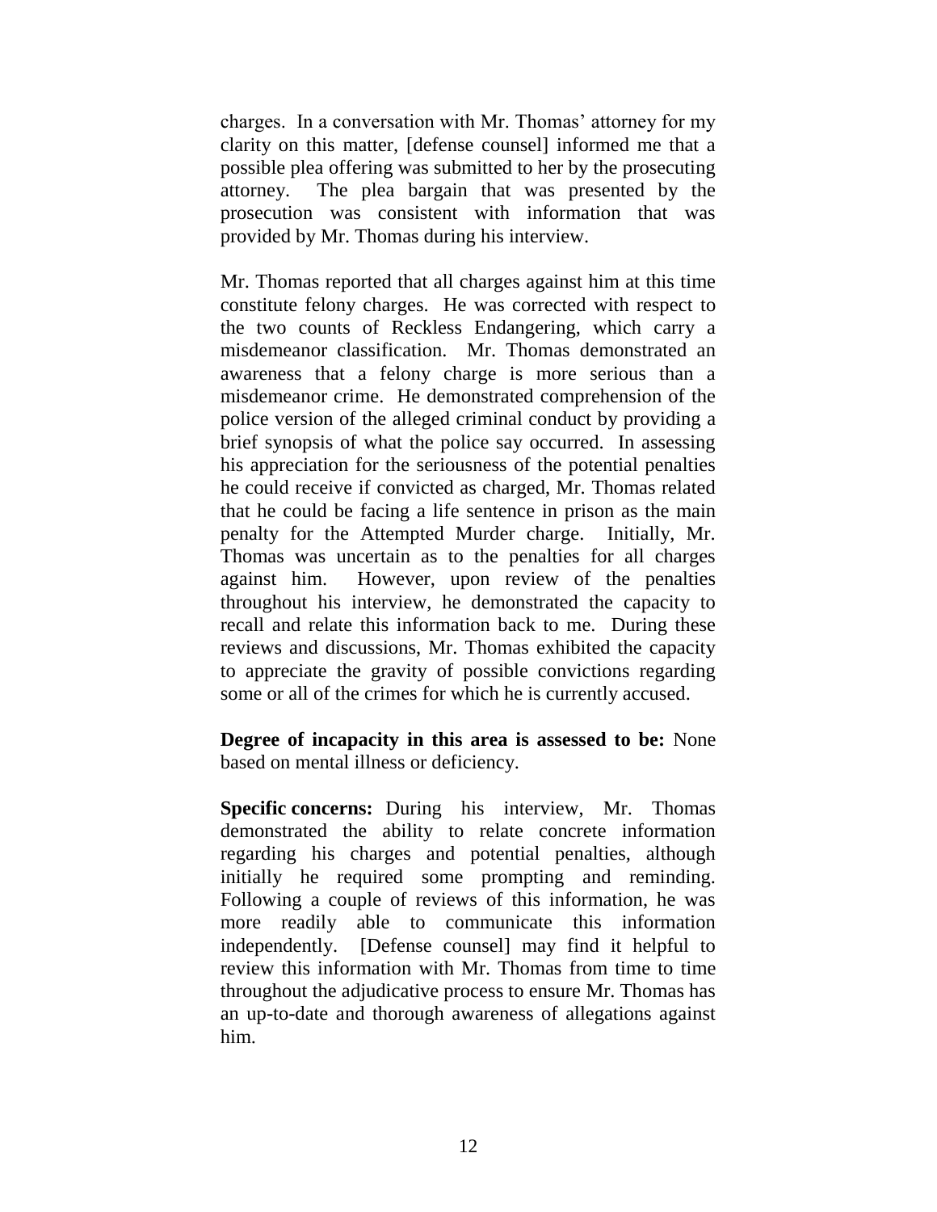charges. In a conversation with Mr. Thomas' attorney for my clarity on this matter, [defense counsel] informed me that a possible plea offering was submitted to her by the prosecuting attorney. The plea bargain that was presented by the prosecution was consistent with information that was provided by Mr. Thomas during his interview.

Mr. Thomas reported that all charges against him at this time constitute felony charges. He was corrected with respect to the two counts of Reckless Endangering, which carry a misdemeanor classification. Mr. Thomas demonstrated an awareness that a felony charge is more serious than a misdemeanor crime. He demonstrated comprehension of the police version of the alleged criminal conduct by providing a brief synopsis of what the police say occurred. In assessing his appreciation for the seriousness of the potential penalties he could receive if convicted as charged, Mr. Thomas related that he could be facing a life sentence in prison as the main penalty for the Attempted Murder charge. Initially, Mr. Thomas was uncertain as to the penalties for all charges against him. However, upon review of the penalties throughout his interview, he demonstrated the capacity to recall and relate this information back to me. During these reviews and discussions, Mr. Thomas exhibited the capacity to appreciate the gravity of possible convictions regarding some or all of the crimes for which he is currently accused.

**Degree of incapacity in this area is assessed to be:** None based on mental illness or deficiency.

**Specific concerns:** During his interview, Mr. Thomas demonstrated the ability to relate concrete information regarding his charges and potential penalties, although initially he required some prompting and reminding. Following a couple of reviews of this information, he was more readily able to communicate this information independently. [Defense counsel] may find it helpful to review this information with Mr. Thomas from time to time throughout the adjudicative process to ensure Mr. Thomas has an up-to-date and thorough awareness of allegations against him.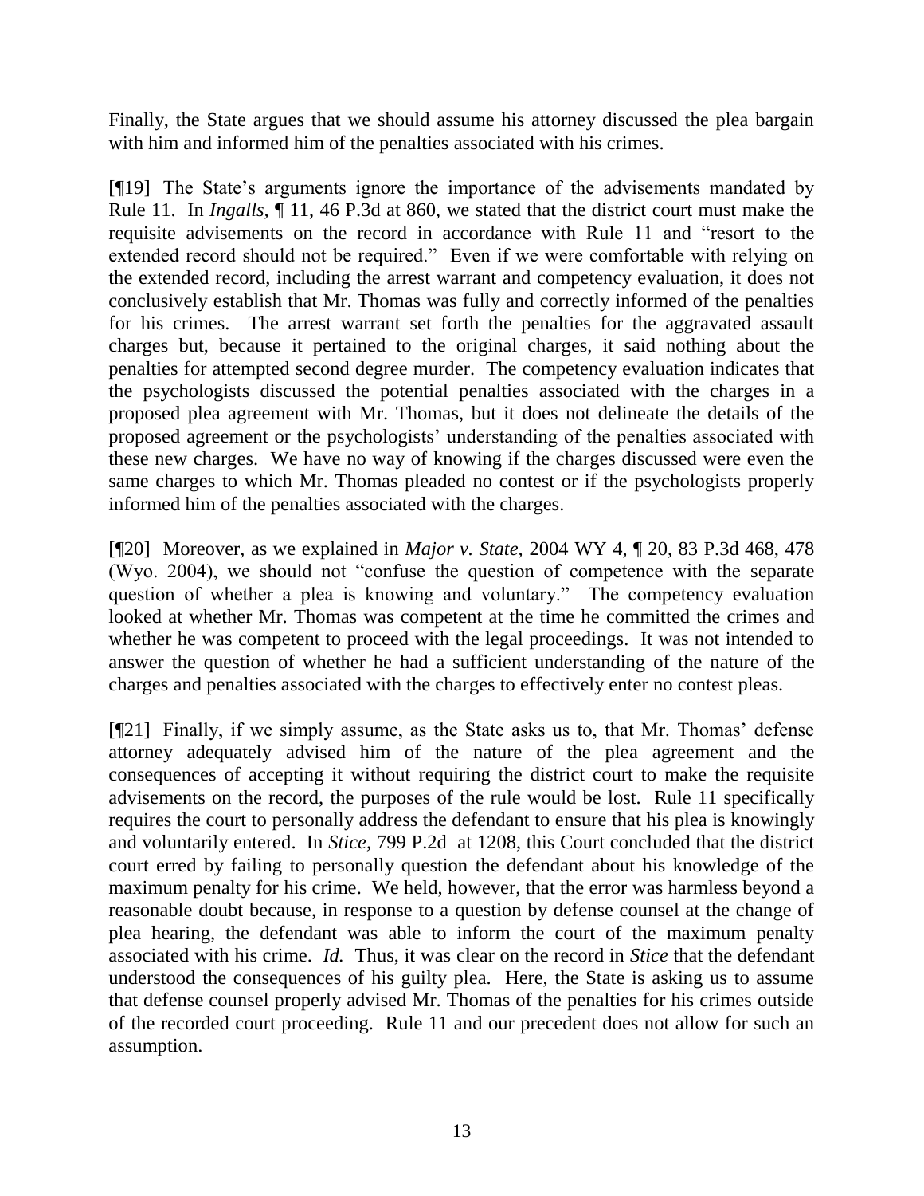Finally, the State argues that we should assume his attorney discussed the plea bargain with him and informed him of the penalties associated with his crimes.

[¶19] The State's arguments ignore the importance of the advisements mandated by Rule 11. In *Ingalls*, ¶ 11, 46 P.3d at 860, we stated that the district court must make the requisite advisements on the record in accordance with Rule 11 and "resort to the extended record should not be required." Even if we were comfortable with relying on the extended record, including the arrest warrant and competency evaluation, it does not conclusively establish that Mr. Thomas was fully and correctly informed of the penalties for his crimes. The arrest warrant set forth the penalties for the aggravated assault charges but, because it pertained to the original charges, it said nothing about the penalties for attempted second degree murder. The competency evaluation indicates that the psychologists discussed the potential penalties associated with the charges in a proposed plea agreement with Mr. Thomas, but it does not delineate the details of the proposed agreement or the psychologists' understanding of the penalties associated with these new charges. We have no way of knowing if the charges discussed were even the same charges to which Mr. Thomas pleaded no contest or if the psychologists properly informed him of the penalties associated with the charges.

[¶20] Moreover, as we explained in *Major v. State,* 2004 WY 4, ¶ 20, 83 P.3d 468, 478 (Wyo. 2004), we should not "confuse the question of competence with the separate question of whether a plea is knowing and voluntary." The competency evaluation looked at whether Mr. Thomas was competent at the time he committed the crimes and whether he was competent to proceed with the legal proceedings. It was not intended to answer the question of whether he had a sufficient understanding of the nature of the charges and penalties associated with the charges to effectively enter no contest pleas.

[¶21] Finally, if we simply assume, as the State asks us to, that Mr. Thomas' defense attorney adequately advised him of the nature of the plea agreement and the consequences of accepting it without requiring the district court to make the requisite advisements on the record, the purposes of the rule would be lost. Rule 11 specifically requires the court to personally address the defendant to ensure that his plea is knowingly and voluntarily entered. In *Stice,* 799 P.2d at 1208, this Court concluded that the district court erred by failing to personally question the defendant about his knowledge of the maximum penalty for his crime. We held, however, that the error was harmless beyond a reasonable doubt because, in response to a question by defense counsel at the change of plea hearing, the defendant was able to inform the court of the maximum penalty associated with his crime. *Id.* Thus, it was clear on the record in *Stice* that the defendant understood the consequences of his guilty plea. Here, the State is asking us to assume that defense counsel properly advised Mr. Thomas of the penalties for his crimes outside of the recorded court proceeding. Rule 11 and our precedent does not allow for such an assumption.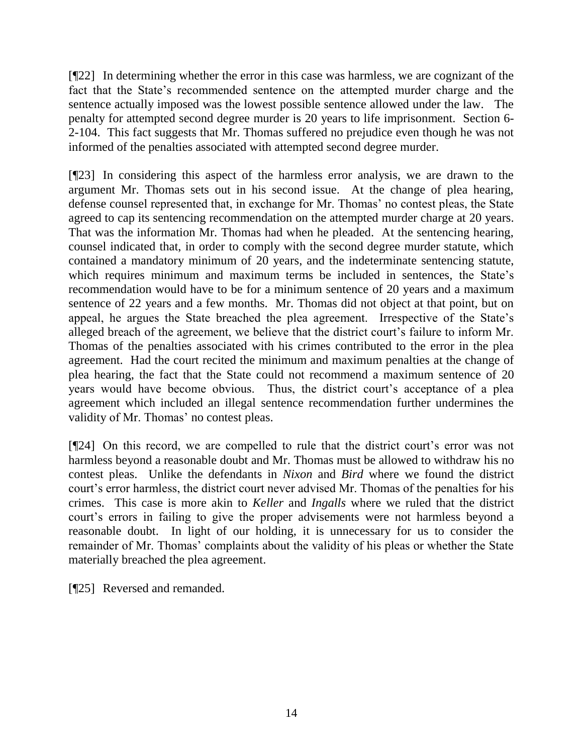[¶22] In determining whether the error in this case was harmless, we are cognizant of the fact that the State's recommended sentence on the attempted murder charge and the sentence actually imposed was the lowest possible sentence allowed under the law. The penalty for attempted second degree murder is 20 years to life imprisonment. Section 6-2-104. This fact suggests that Mr. Thomas suffered no prejudice even though he was not informed of the penalties associated with attempted second degree murder.

[¶23] In considering this aspect of the harmless error analysis, we are drawn to the argument Mr. Thomas sets out in his second issue. At the change of plea hearing, defense counsel represented that, in exchange for Mr. Thomas' no contest pleas, the State agreed to cap its sentencing recommendation on the attempted murder charge at 20 years. That was the information Mr. Thomas had when he pleaded. At the sentencing hearing, counsel indicated that, in order to comply with the second degree murder statute, which contained a mandatory minimum of 20 years, and the indeterminate sentencing statute, which requires minimum and maximum terms be included in sentences, the State's recommendation would have to be for a minimum sentence of 20 years and a maximum sentence of 22 years and a few months. Mr. Thomas did not object at that point, but on appeal, he argues the State breached the plea agreement. Irrespective of the State's alleged breach of the agreement, we believe that the district court's failure to inform Mr. Thomas of the penalties associated with his crimes contributed to the error in the plea agreement. Had the court recited the minimum and maximum penalties at the change of plea hearing, the fact that the State could not recommend a maximum sentence of 20 years would have become obvious. Thus, the district court's acceptance of a plea agreement which included an illegal sentence recommendation further undermines the validity of Mr. Thomas' no contest pleas.

[¶24] On this record, we are compelled to rule that the district court's error was not harmless beyond a reasonable doubt and Mr. Thomas must be allowed to withdraw his no contest pleas. Unlike the defendants in *Nixon* and *Bird* where we found the district court's error harmless, the district court never advised Mr. Thomas of the penalties for his crimes. This case is more akin to *Keller* and *Ingalls* where we ruled that the district court's errors in failing to give the proper advisements were not harmless beyond a reasonable doubt. In light of our holding, it is unnecessary for us to consider the remainder of Mr. Thomas' complaints about the validity of his pleas or whether the State materially breached the plea agreement.

[¶25] Reversed and remanded.